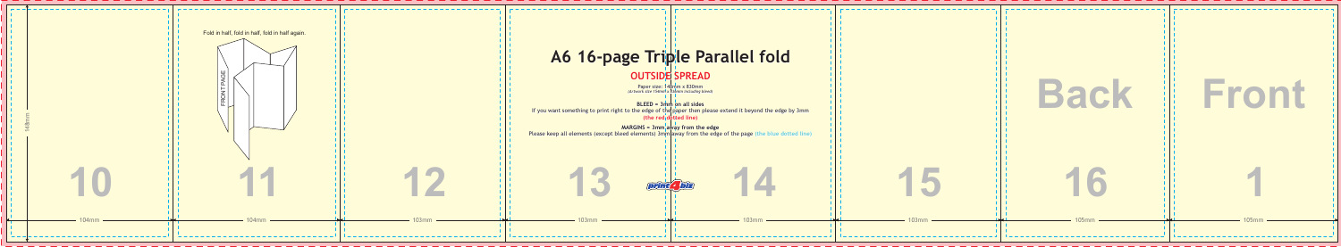# A6 16-page Triple Parallel fold

## OUTSIDE SPREAD

Paper size: 148mm x 830mm
(Artwork size 154mm x 836mm including bleed)

**BLEED = 3mm on all sides**
If you want something to print right to the edge of the paper then please extend it beyond the edge by 3mm
**(the red dotted line)**

**MARGINS = 3mm away from the edge**
Please keep all elements (except bleed elements) 3mm away from the edge of the page **(the blue dotted line)**

Fold in half, fold in half, fold in half again.

FRONT PAGE

148mm

| 10 | 11 | 12 | 13 | 14 | 15 | 16 | 1 |
|---|---|---|---|---|---|---|---|
| | | | | | | Back | Front |
| 104mm | 104mm | 103mm | 103mm | 103mm | 103mm | 105mm | 105mm |

print4biz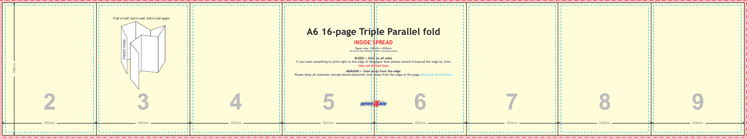Fold in half, fold in half, fold in half again.

FRONT PAGE

# A6 16-page Triple Parallel fold

## INSIDE SPREAD

Paper size: 148mm x 830mm
(Artwork size 154mm x 836mm including bleed)

**BLEED = 3mm on all sides**
If you want something to print right to the edge of the paper then please extend it beyond the edge by 3mm
**(the red dotted line)**

**MARGINS = 3mm away from the edge**
Please keep all elements (except bleed elements) 3mm away from the edge of the page (the blue dotted line)

148mm

2 3 4 5 6 7 8 9

105mm 105mm 103mm 103mm 103mm 103mm 104mm 104mm